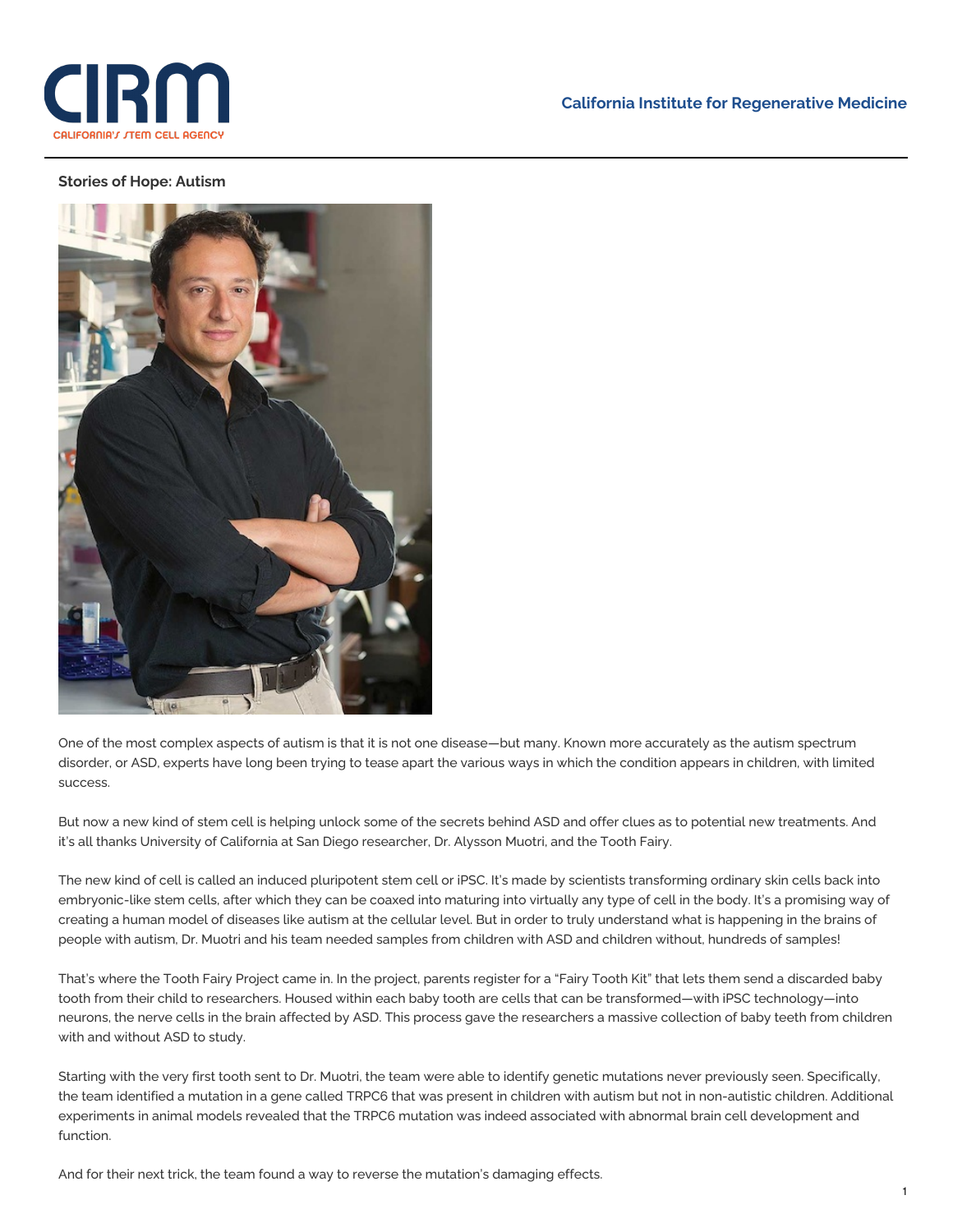**Stories of Hope: Autism**

One of the most complex aspects of autism is that it is not one disease—but many. Known more accurately as the autism spectrum disorder, or ASD, experts have long been trying to tease apart the various ways in which the condition appears in children, with limited success.

But now a new kind of stem cell is helping unlock some of the secrets behind ASD and offer clues as to potential new treatments. And it's all thanks University of California at San Diego researcher, Dr. Alysson Muotri, and the Tooth Fairy.

The new kind of cell is called an induced pluripotent stem cell or iPSC. It's made by scientists transforming ordinary skin cells back into embryonic-like stem cells, after which they can be coaxed into maturing into virtually any type of cell in the body. It's a promising way of creating a human model of diseases like autism at the cellular level. But in order to truly understand what is happening in the brains of people with autism, Dr. Muotri and his team needed samples from children with ASD and children without, hundreds of samples!

That's where the Tooth Fairy Project came in. In the project, parents register for a "Fairy Tooth Kit" that lets them send a discarded baby tooth from their child to researchers. Housed within each baby tooth are cells that can be transformed—with iPSC technology—into neurons, the nerve cells in the brain affected by ASD. This process gave the researchers a massive collection of baby teeth from children with and without ASD to study.

Starting with the very first tooth sent to Dr. Muotri, the team were able to identify genetic mutations never previously seen. Specifically, the team identified a mutation in a gene called TRPC6 that was present in children with autism but not in non-autistic children. Additional experiments in animal models revealed that the TRPC6 mutation was indeed associated with abnormal brain cell development and function.

And for their next trick, the team found a way to reverse the mutation's damaging effects.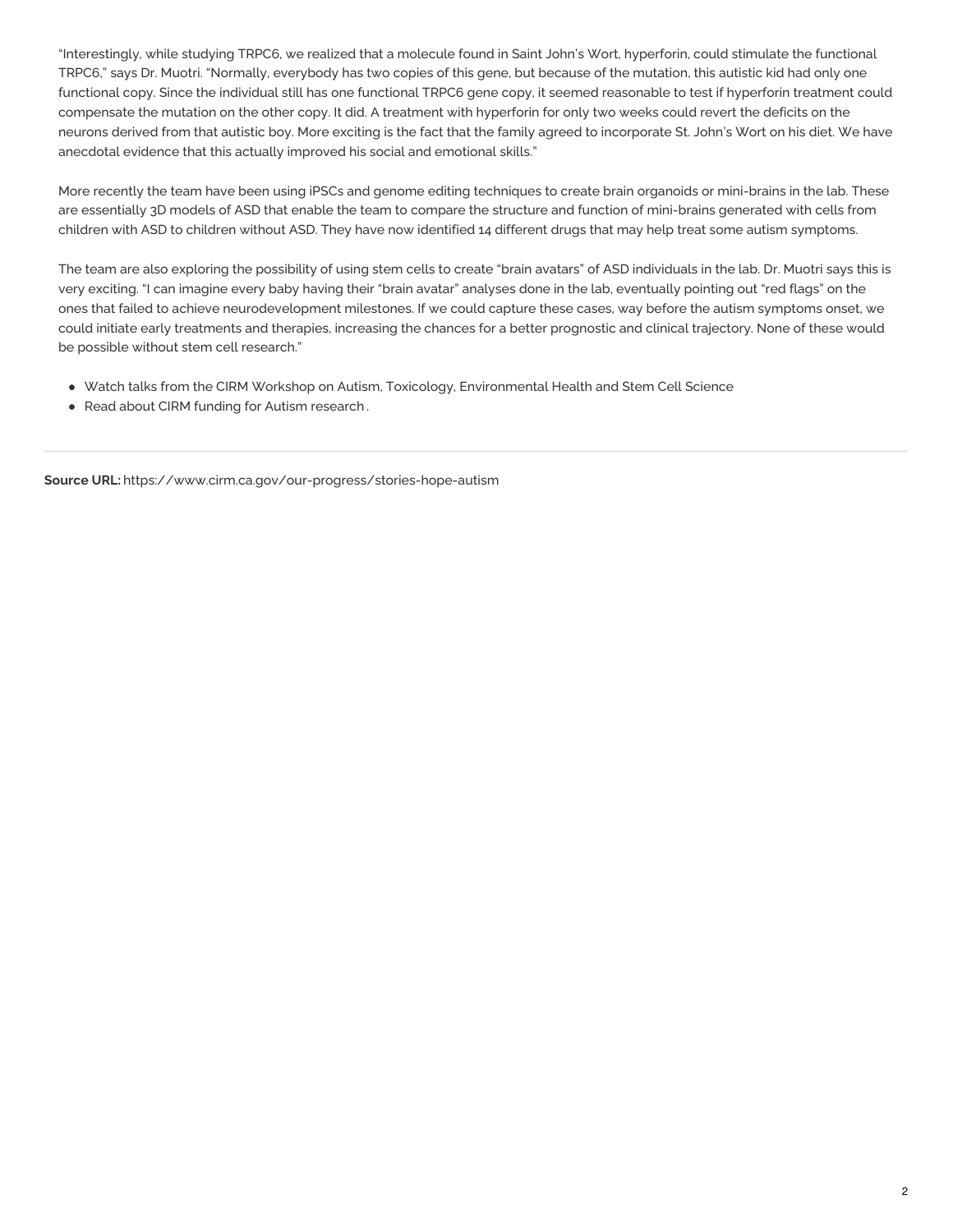"Interestingly, while studying TRPC6, we realized that a molecule found in Saint John's Wort, hyperforin, could stimulate the functional TRPC6," says Dr. Muotri. "Normally, everybody has two copies of this gene, but because of the mutation, this autistic kid had only one functional copy. Since the individual still has one functional TRPC6 gene copy, it seemed reasonable to test if hyperforin treatment could compensate the mutation on the other copy. It did. A treatment with hyperforin for only two weeks could revert the deficits on the neurons derived from that autistic boy. More exciting is the fact that the family agreed to incorporate St. John's Wort on his diet. We have anecdotal evidence that this actually improved his social and emotional skills."

More recently the team have been using iPSCs and genome editing techniques to create brain organoids or mini-brains in the lab. These are essentially 3D models of ASD that enable the team to compare the structure and function of mini-brains generated with cells from children with ASD to children without ASD. They have now identified 14 different drugs that may help treat some autism symptoms.

The team are also exploring the possibility of using stem cells to create "brain avatars" of ASD individuals in the lab. Dr. Muotri says this is very exciting. "I can imagine every baby having their "brain avatar" analyses done in the lab, eventually pointing out "red flags" on the ones that failed to achieve neurodevelopment milestones. If we could capture these cases, way before the autism symptoms onset, we could initiate early treatments and therapies, increasing the chances for a better prognostic and clinical trajectory. None of these would be possible without stem cell research."

- Watch talks from the CIRM Workshop on Autism, Toxicology, Environmental Health and Stem Cell Science
- Read about CIRM funding for Autism research .

**Source URL:** https://www.cirm.ca.gov/our-progress/stories-hope-autism